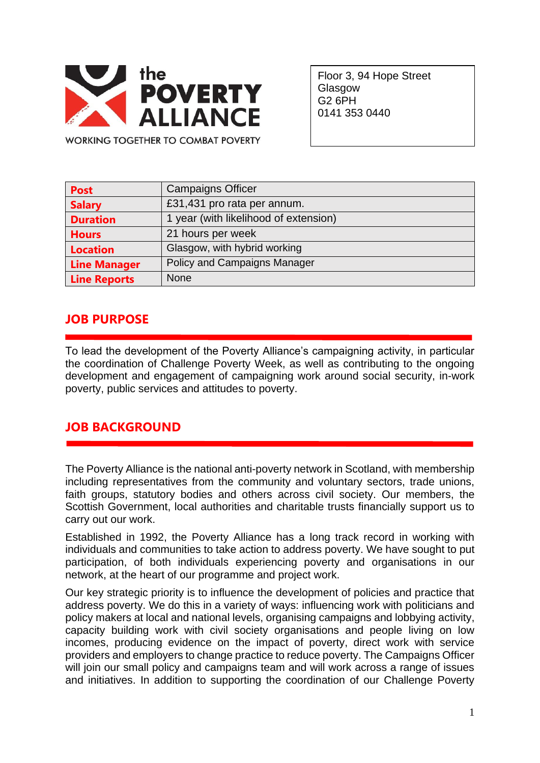the POVERTY ALLIANCE

WORKING TOGETHER TO COMBAT POVERTY

Floor 3, 94 Hope Street
Glasgow
G2 6PH
0141 353 0440

| **Post** | Campaigns Officer |
|---|---|
| **Salary** | £31,431 pro rata per annum. |
| **Duration** | 1 year (with likelihood of extension) |
| **Hours** | 21 hours per week |
| **Location** | Glasgow, with hybrid working |
| **Line Manager** | Policy and Campaigns Manager |
| **Line Reports** | None |

## JOB PURPOSE

To lead the development of the Poverty Alliance's campaigning activity, in particular the coordination of Challenge Poverty Week, as well as contributing to the ongoing development and engagement of campaigning work around social security, in-work poverty, public services and attitudes to poverty.

## JOB BACKGROUND

The Poverty Alliance is the national anti-poverty network in Scotland, with membership including representatives from the community and voluntary sectors, trade unions, faith groups, statutory bodies and others across civil society. Our members, the Scottish Government, local authorities and charitable trusts financially support us to carry out our work.

Established in 1992, the Poverty Alliance has a long track record in working with individuals and communities to take action to address poverty. We have sought to put participation, of both individuals experiencing poverty and organisations in our network, at the heart of our programme and project work.

Our key strategic priority is to influence the development of policies and practice that address poverty. We do this in a variety of ways: influencing work with politicians and policy makers at local and national levels, organising campaigns and lobbying activity, capacity building work with civil society organisations and people living on low incomes, producing evidence on the impact of poverty, direct work with service providers and employers to change practice to reduce poverty. The Campaigns Officer will join our small policy and campaigns team and will work across a range of issues and initiatives. In addition to supporting the coordination of our Challenge Poverty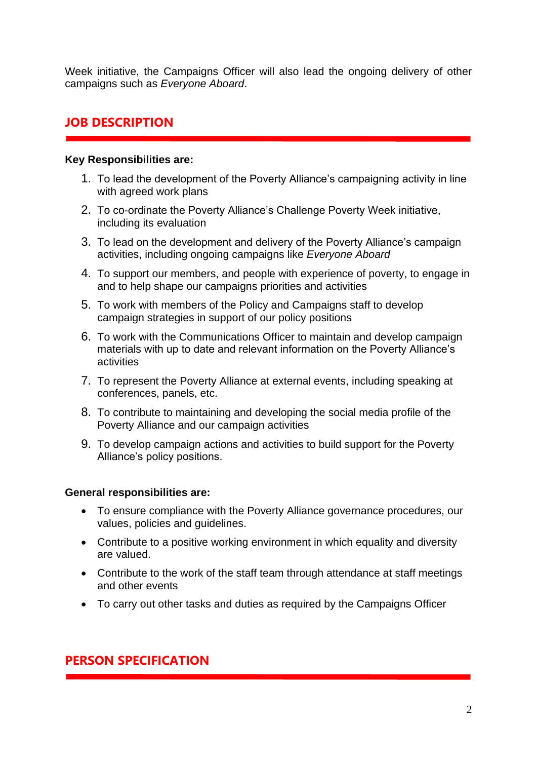Week initiative, the Campaigns Officer will also lead the ongoing delivery of other campaigns such as *Everyone Aboard*.

## JOB DESCRIPTION

**Key Responsibilities are:**

1. To lead the development of the Poverty Alliance's campaigning activity in line with agreed work plans
2. To co-ordinate the Poverty Alliance's Challenge Poverty Week initiative, including its evaluation
3. To lead on the development and delivery of the Poverty Alliance's campaign activities, including ongoing campaigns like *Everyone Aboard*
4. To support our members, and people with experience of poverty, to engage in and to help shape our campaigns priorities and activities
5. To work with members of the Policy and Campaigns staff to develop campaign strategies in support of our policy positions
6. To work with the Communications Officer to maintain and develop campaign materials with up to date and relevant information on the Poverty Alliance's activities
7. To represent the Poverty Alliance at external events, including speaking at conferences, panels, etc.
8. To contribute to maintaining and developing the social media profile of the Poverty Alliance and our campaign activities
9. To develop campaign actions and activities to build support for the Poverty Alliance's policy positions.

**General responsibilities are:**

- To ensure compliance with the Poverty Alliance governance procedures, our values, policies and guidelines.
- Contribute to a positive working environment in which equality and diversity are valued.
- Contribute to the work of the staff team through attendance at staff meetings and other events
- To carry out other tasks and duties as required by the Campaigns Officer

## PERSON SPECIFICATION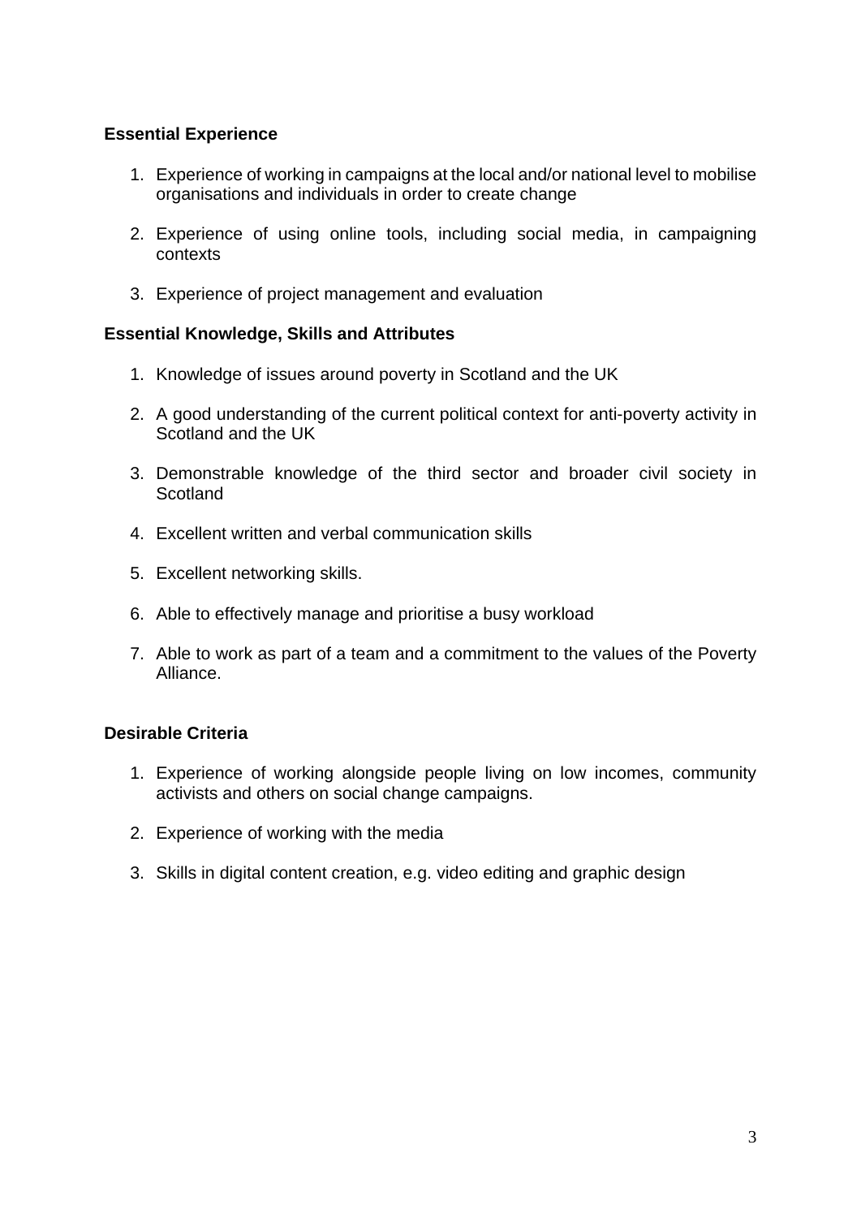**Essential Experience**

1. Experience of working in campaigns at the local and/or national level to mobilise organisations and individuals in order to create change

2. Experience of using online tools, including social media, in campaigning contexts

3. Experience of project management and evaluation

**Essential Knowledge, Skills and Attributes**

1. Knowledge of issues around poverty in Scotland and the UK

2. A good understanding of the current political context for anti-poverty activity in Scotland and the UK

3. Demonstrable knowledge of the third sector and broader civil society in Scotland

4. Excellent written and verbal communication skills

5. Excellent networking skills.

6. Able to effectively manage and prioritise a busy workload

7. Able to work as part of a team and a commitment to the values of the Poverty Alliance.

**Desirable Criteria**

1. Experience of working alongside people living on low incomes, community activists and others on social change campaigns.

2. Experience of working with the media

3. Skills in digital content creation, e.g. video editing and graphic design